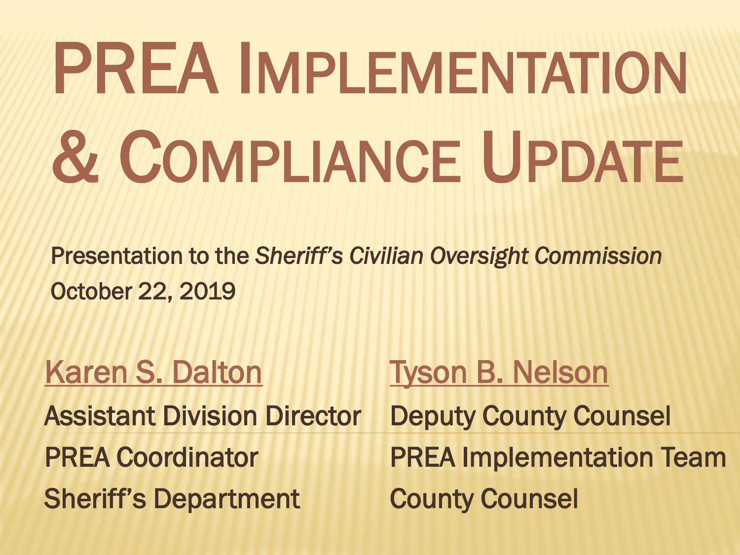# PREA Implementation & Compliance Update

Presentation to the *Sheriff's Civilian Oversight Commission*
October 22, 2019

Karen S. Dalton
Assistant Division Director
PREA Coordinator
Sheriff's Department

Tyson B. Nelson
Deputy County Counsel
PREA Implementation Team
County Counsel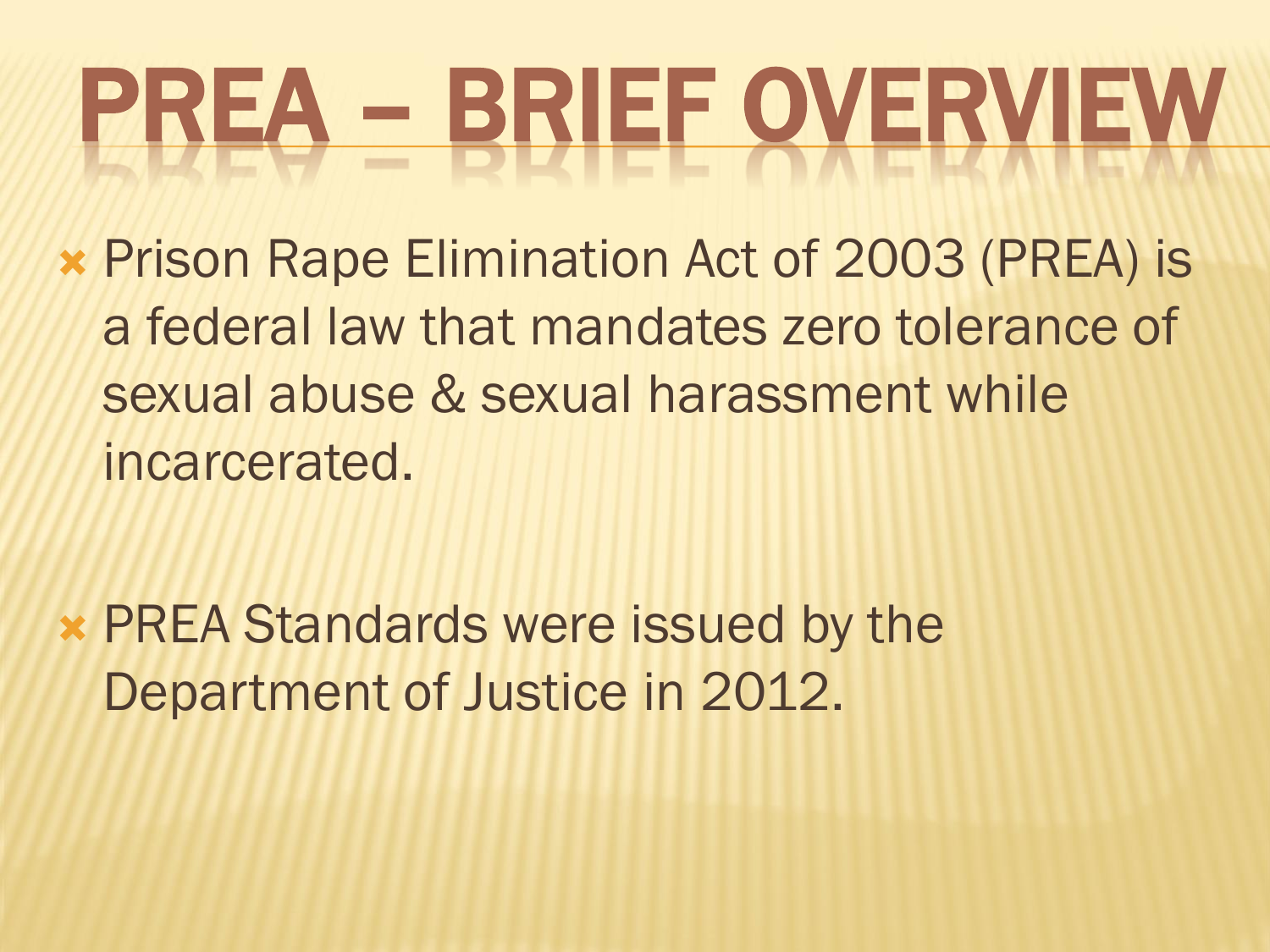# PREA – BRIEF OVERVIEW

- Prison Rape Elimination Act of 2003 (PREA) is a federal law that mandates zero tolerance of sexual abuse & sexual harassment while incarcerated.

- PREA Standards were issued by the Department of Justice in 2012.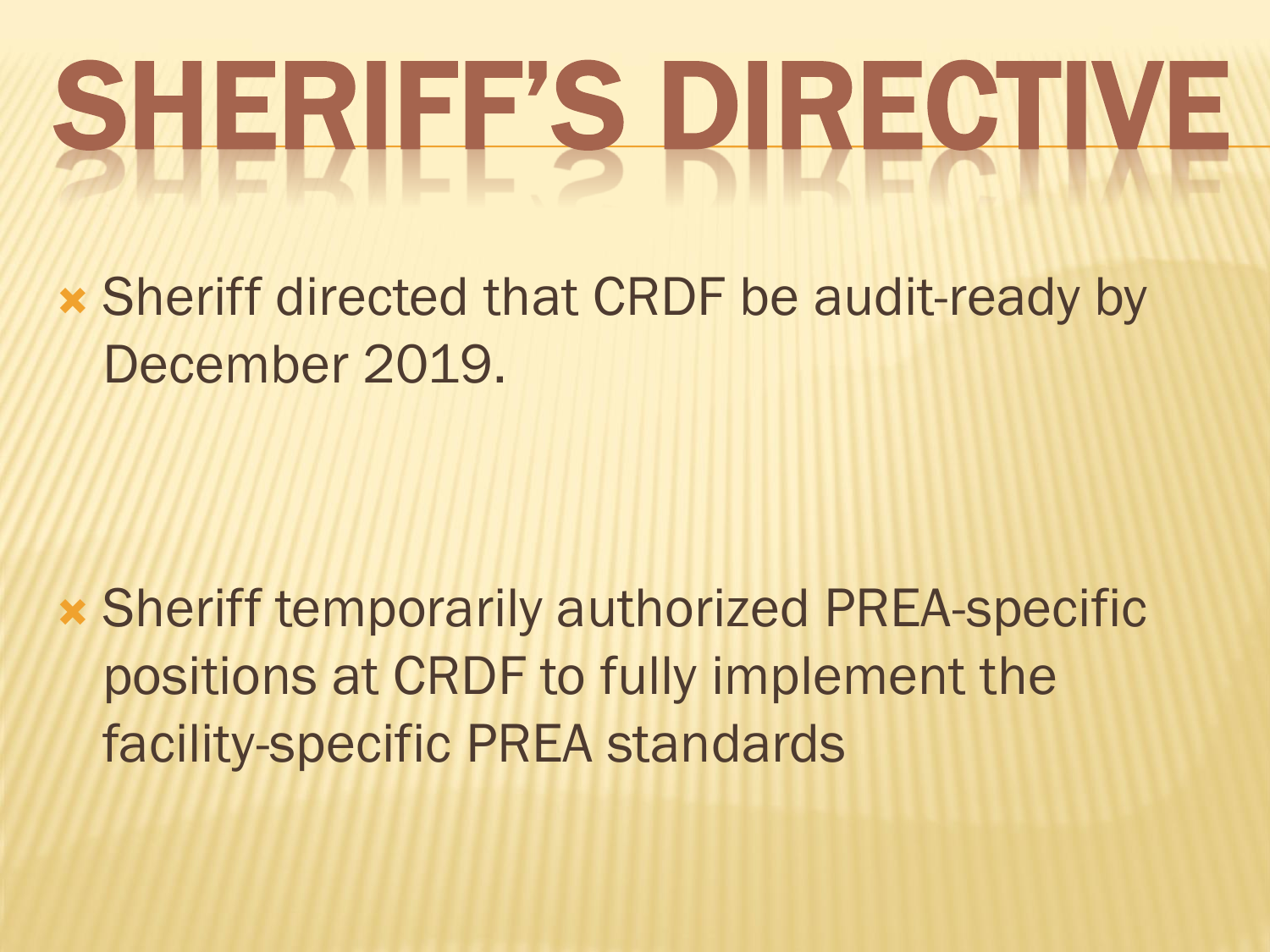# SHERIFF'S DIRECTIVE

- Sheriff directed that CRDF be audit-ready by December 2019.

- Sheriff temporarily authorized PREA-specific positions at CRDF to fully implement the facility-specific PREA standards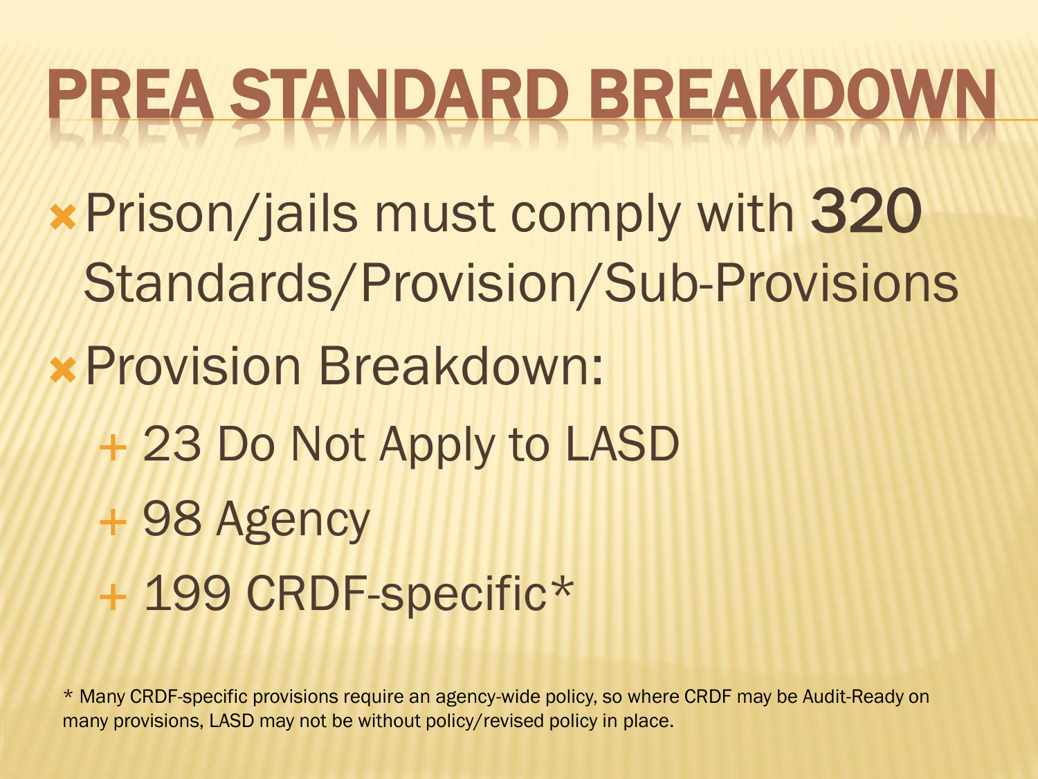# PREA STANDARD BREAKDOWN

- Prison/jails must comply with 320 Standards/Provision/Sub-Provisions
- Provision Breakdown:
  - 23 Do Not Apply to LASD
  - 98 Agency
  - 199 CRDF-specific*

* Many CRDF-specific provisions require an agency-wide policy, so where CRDF may be Audit-Ready on many provisions, LASD may not be without policy/revised policy in place.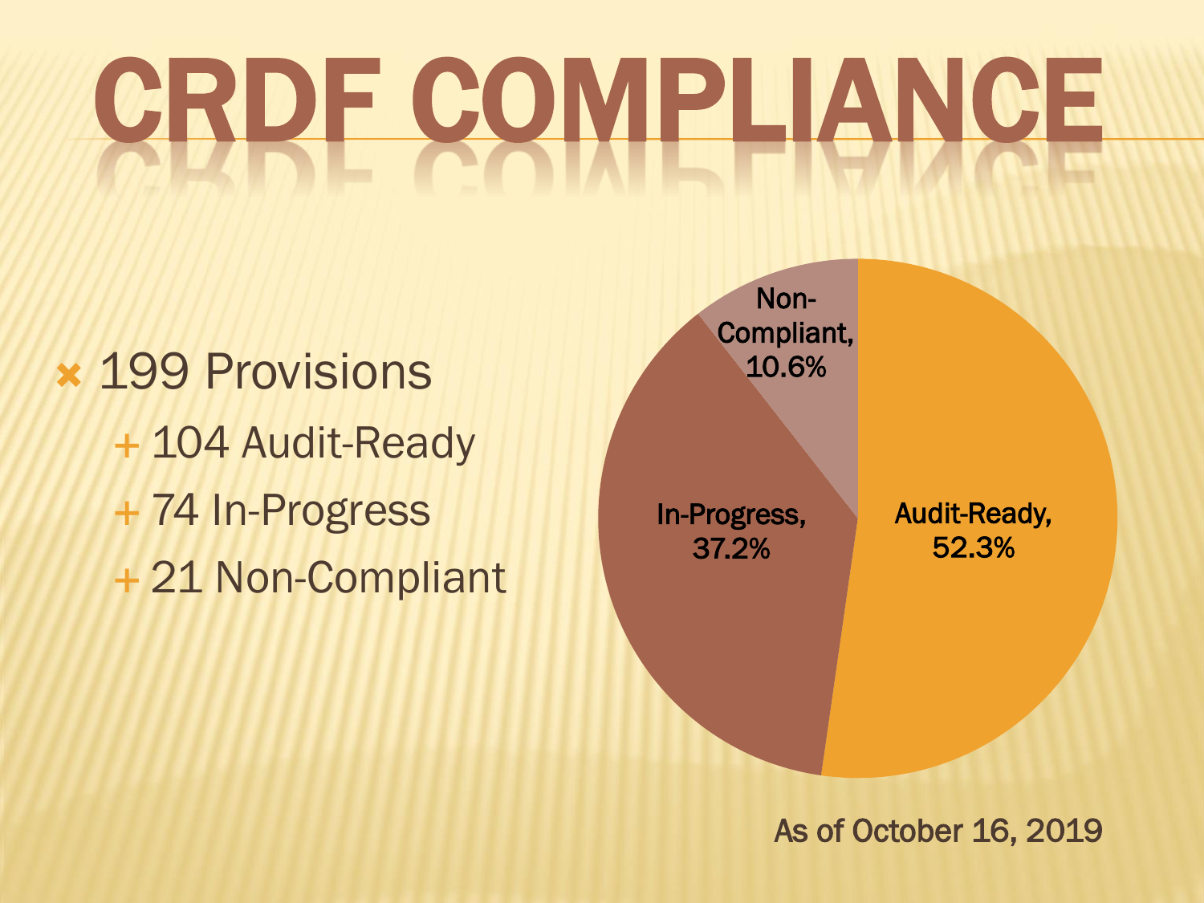# CRDF COMPLIANCE

- 199 Provisions
  - 104 Audit-Ready
  - 74 In-Progress
  - 21 Non-Compliant

Non-Compliant, 10.6%

In-Progress, 37.2%

Audit-Ready, 52.3%

As of October 16, 2019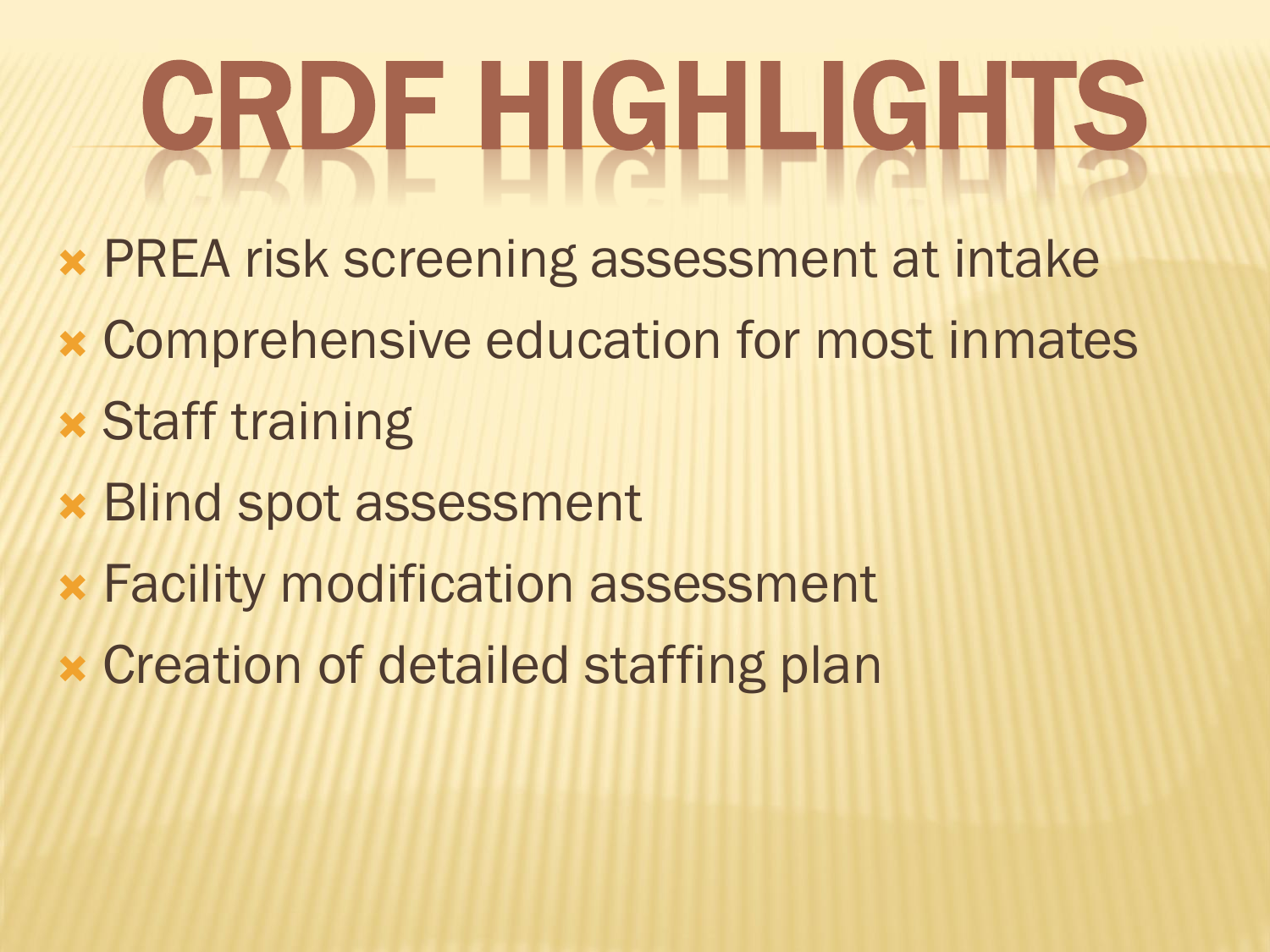# CRDF HIGHLIGHTS

- PREA risk screening assessment at intake
- Comprehensive education for most inmates
- Staff training
- Blind spot assessment
- Facility modification assessment
- Creation of detailed staffing plan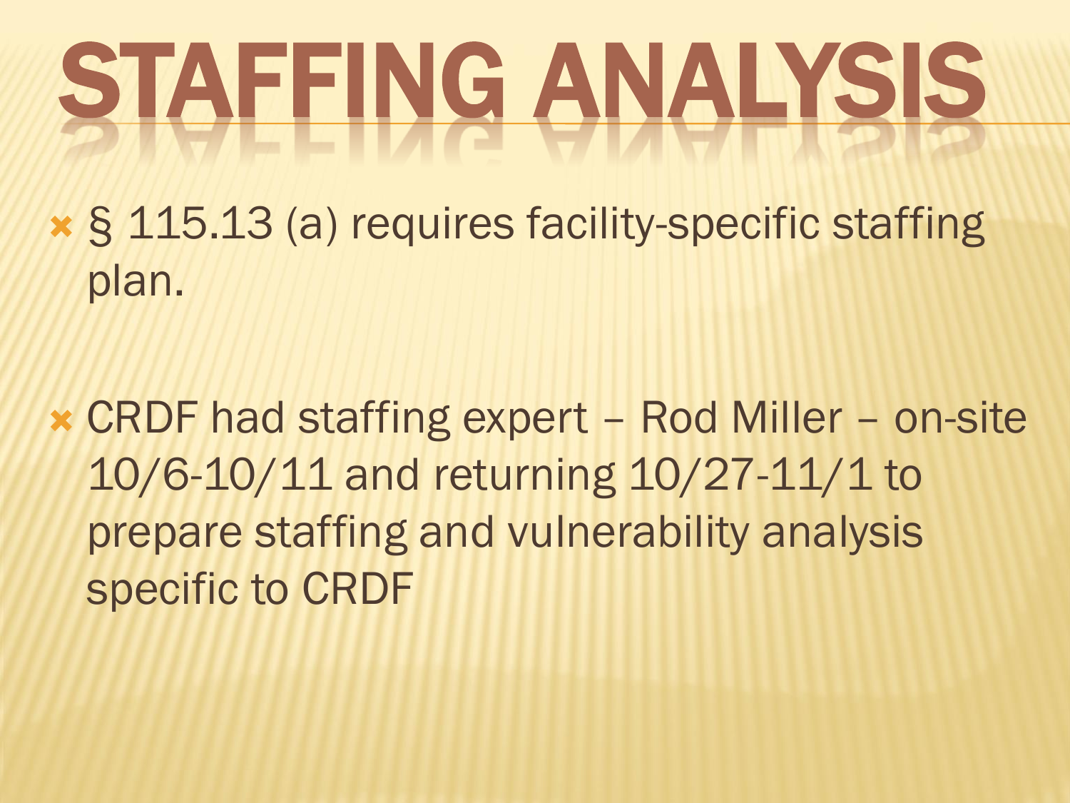# STAFFING ANALYSIS

- § 115.13 (a) requires facility-specific staffing plan.
- CRDF had staffing expert – Rod Miller – on-site 10/6-10/11 and returning 10/27-11/1 to prepare staffing and vulnerability analysis specific to CRDF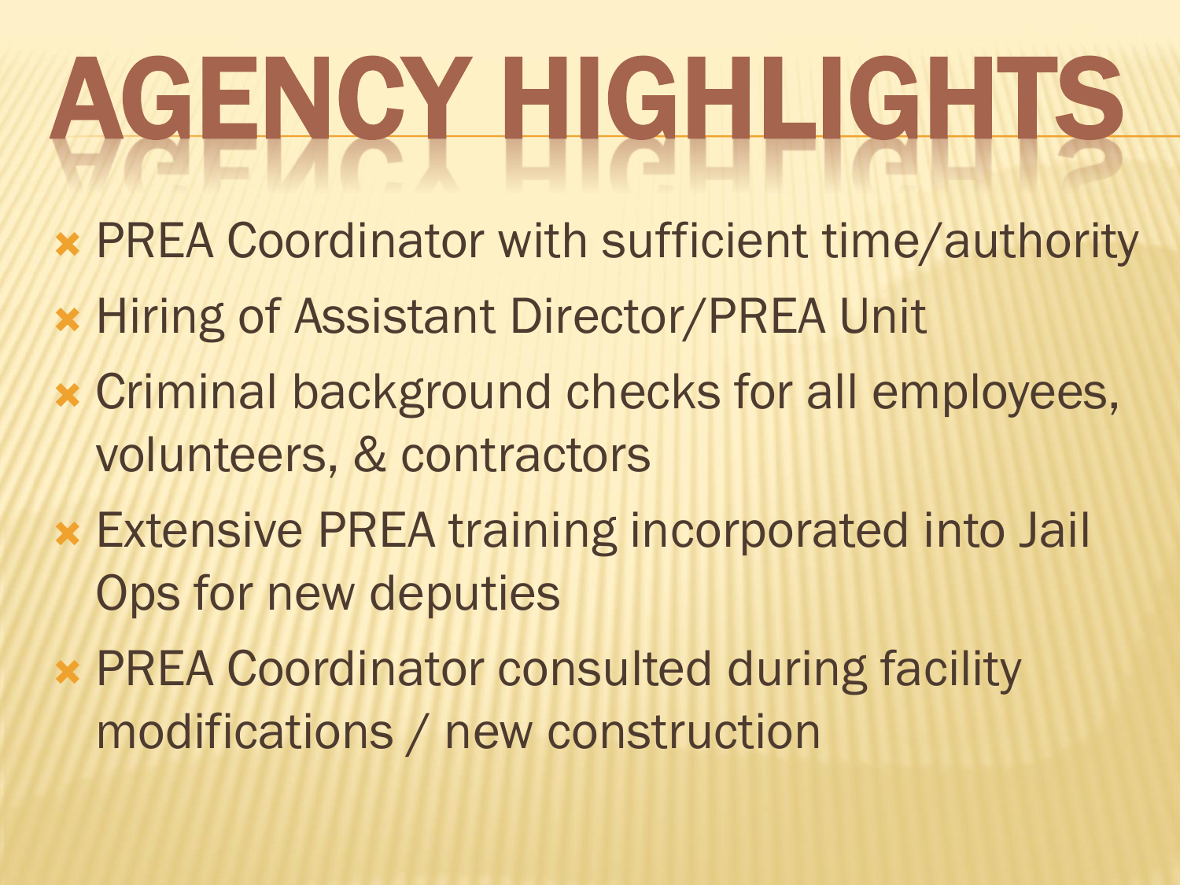# AGENCY HIGHLIGHTS

- PREA Coordinator with sufficient time/authority
- Hiring of Assistant Director/PREA Unit
- Criminal background checks for all employees, volunteers, & contractors
- Extensive PREA training incorporated into Jail Ops for new deputies
- PREA Coordinator consulted during facility modifications / new construction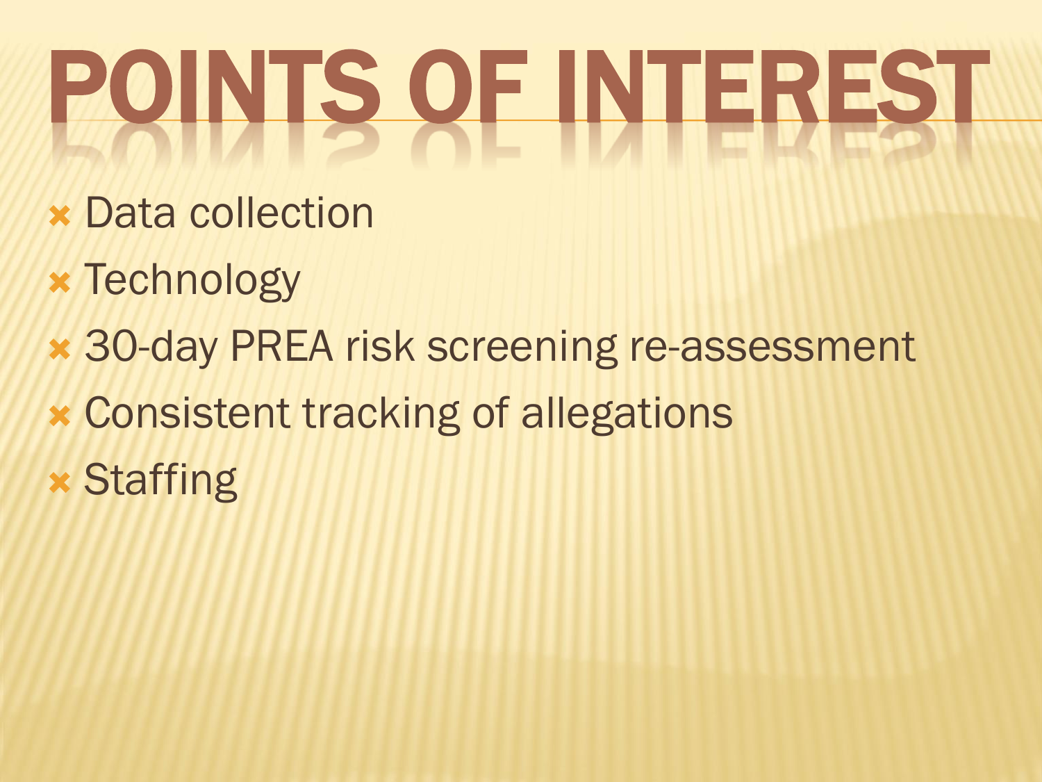# POINTS OF INTEREST

- Data collection
- Technology
- 30-day PREA risk screening re-assessment
- Consistent tracking of allegations
- Staffing